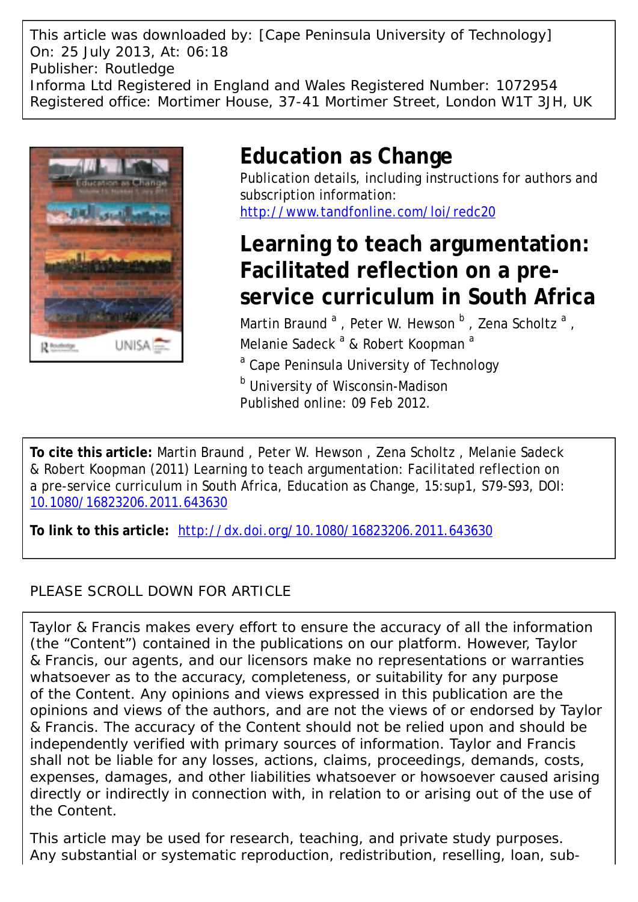This article was downloaded by: [Cape Peninsula University of Technology]
On: 25 July 2013, At: 06:18
Publisher: Routledge
Informa Ltd Registered in England and Wales Registered Number: 1072954
Registered office: Mortimer House, 37-41 Mortimer Street, London W1T 3JH, UK

# Education as Change

Publication details, including instructions for authors and subscription information:
http://www.tandfonline.com/loi/redc20

## Learning to teach argumentation: Facilitated reflection on a pre-service curriculum in South Africa

Martin Braund [a], Peter W. Hewson [b], Zena Scholtz [a], Melanie Sadeck [a] & Robert Koopman [a]

[a] Cape Peninsula University of Technology

[b] University of Wisconsin-Madison

Published online: 09 Feb 2012.

**To cite this article:** Martin Braund , Peter W. Hewson , Zena Scholtz , Melanie Sadeck & Robert Koopman (2011) Learning to teach argumentation: Facilitated reflection on a pre-service curriculum in South Africa, Education as Change, 15:sup1, S79-S93, DOI: 10.1080/16823206.2011.643630

**To link to this article:** http://dx.doi.org/10.1080/16823206.2011.643630

PLEASE SCROLL DOWN FOR ARTICLE

Taylor & Francis makes every effort to ensure the accuracy of all the information (the "Content") contained in the publications on our platform. However, Taylor & Francis, our agents, and our licensors make no representations or warranties whatsoever as to the accuracy, completeness, or suitability for any purpose of the Content. Any opinions and views expressed in this publication are the opinions and views of the authors, and are not the views of or endorsed by Taylor & Francis. The accuracy of the Content should not be relied upon and should be independently verified with primary sources of information. Taylor and Francis shall not be liable for any losses, actions, claims, proceedings, demands, costs, expenses, damages, and other liabilities whatsoever or howsoever caused arising directly or indirectly in connection with, in relation to or arising out of the use of the Content.

This article may be used for research, teaching, and private study purposes. Any substantial or systematic reproduction, redistribution, reselling, loan, sub-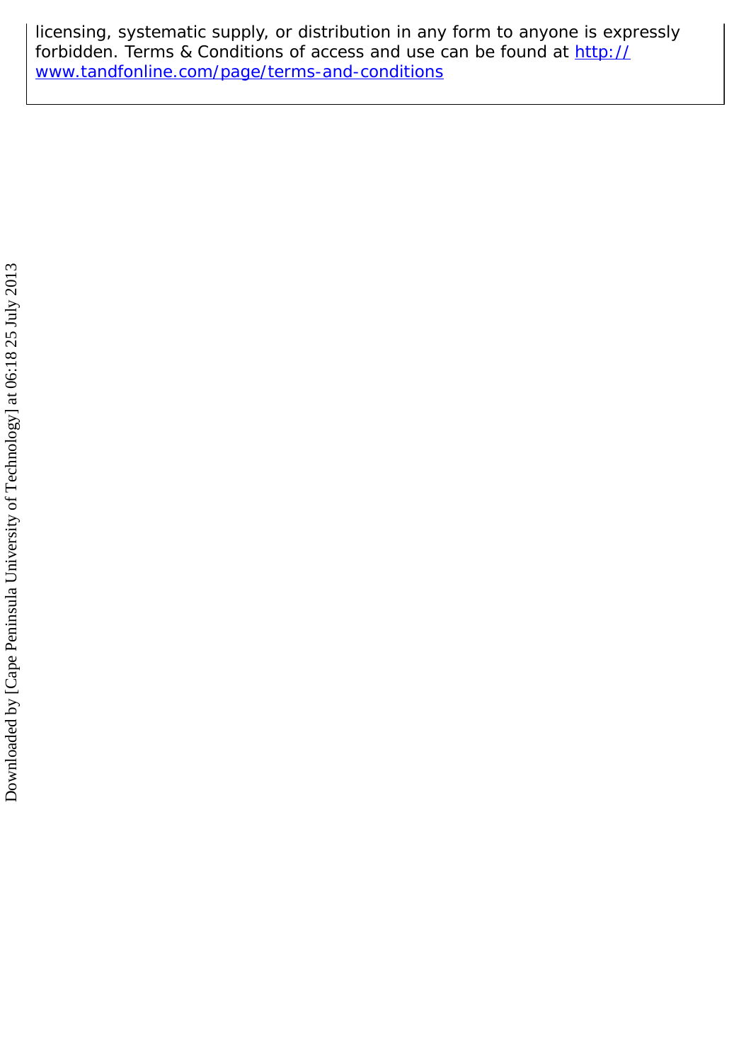licensing, systematic supply, or distribution in any form to anyone is expressly forbidden. Terms & Conditions of access and use can be found at [http://www.tandfonline.com/page/terms-and-conditions](http://www.tandfonline.com/page/terms-and-conditions)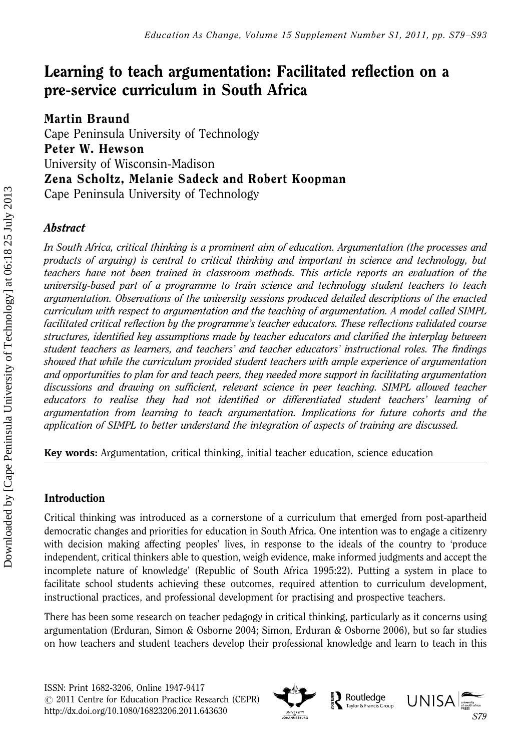# Learning to teach argumentation: Facilitated reflection on a pre-service curriculum in South Africa

**Martin Braund**
Cape Peninsula University of Technology
**Peter W. Hewson**
University of Wisconsin-Madison
**Zena Scholtz, Melanie Sadeck and Robert Koopman**
Cape Peninsula University of Technology

### *Abstract*

*In South Africa, critical thinking is a prominent aim of education. Argumentation (the processes and products of arguing) is central to critical thinking and important in science and technology, but teachers have not been trained in classroom methods. This article reports an evaluation of the university-based part of a programme to train science and technology student teachers to teach argumentation. Observations of the university sessions produced detailed descriptions of the enacted curriculum with respect to argumentation and the teaching of argumentation. A model called SIMPL facilitated critical reflection by the programme's teacher educators. These reflections validated course structures, identified key assumptions made by teacher educators and clarified the interplay between student teachers as learners, and teachers' and teacher educators' instructional roles. The findings showed that while the curriculum provided student teachers with ample experience of argumentation and opportunities to plan for and teach peers, they needed more support in facilitating argumentation discussions and drawing on sufficient, relevant science in peer teaching. SIMPL allowed teacher educators to realise they had not identified or differentiated student teachers' learning of argumentation from learning to teach argumentation. Implications for future cohorts and the application of SIMPL to better understand the integration of aspects of training are discussed.*

**Key words:** Argumentation, critical thinking, initial teacher education, science education

## Introduction

Critical thinking was introduced as a cornerstone of a curriculum that emerged from post-apartheid democratic changes and priorities for education in South Africa. One intention was to engage a citizenry with decision making affecting peoples' lives, in response to the ideals of the country to 'produce independent, critical thinkers able to question, weigh evidence, make informed judgments and accept the incomplete nature of knowledge' (Republic of South Africa 1995:22). Putting a system in place to facilitate school students achieving these outcomes, required attention to curriculum development, instructional practices, and professional development for practising and prospective teachers.

There has been some research on teacher pedagogy in critical thinking, particularly as it concerns using argumentation (Erduran, Simon & Osborne 2004; Simon, Erduran & Osborne 2006), but so far studies on how teachers and student teachers develop their professional knowledge and learn to teach in this

ISSN: Print 1682-3206, Online 1947-9417
© 2011 Centre for Education Practice Research (CEPR)
http://dx.doi.org/10.1080/16823206.2011.643630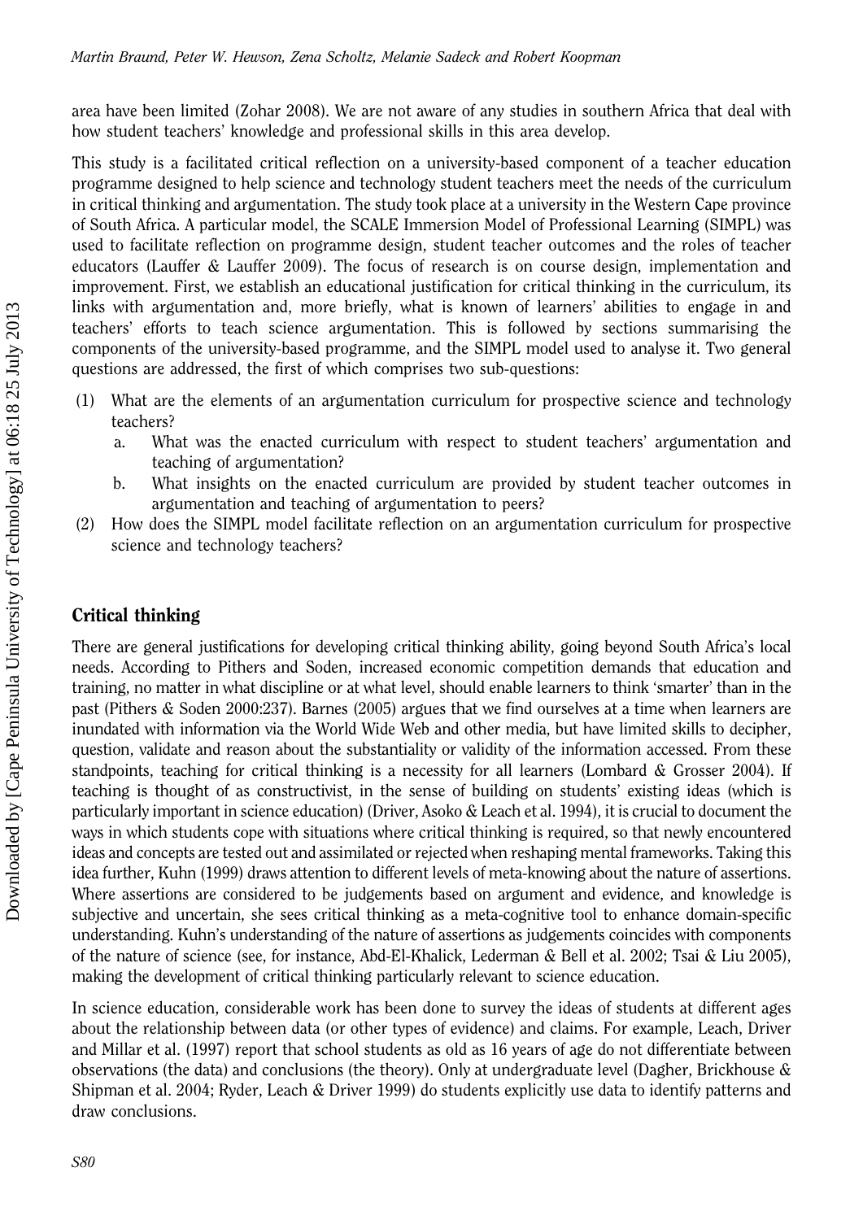area have been limited (Zohar 2008). We are not aware of any studies in southern Africa that deal with how student teachers' knowledge and professional skills in this area develop.

This study is a facilitated critical reflection on a university-based component of a teacher education programme designed to help science and technology student teachers meet the needs of the curriculum in critical thinking and argumentation. The study took place at a university in the Western Cape province of South Africa. A particular model, the SCALE Immersion Model of Professional Learning (SIMPL) was used to facilitate reflection on programme design, student teacher outcomes and the roles of teacher educators (Lauffer & Lauffer 2009). The focus of research is on course design, implementation and improvement. First, we establish an educational justification for critical thinking in the curriculum, its links with argumentation and, more briefly, what is known of learners' abilities to engage in and teachers' efforts to teach science argumentation. This is followed by sections summarising the components of the university-based programme, and the SIMPL model used to analyse it. Two general questions are addressed, the first of which comprises two sub-questions:

(1) What are the elements of an argumentation curriculum for prospective science and technology teachers?
    a. What was the enacted curriculum with respect to student teachers' argumentation and teaching of argumentation?
    b. What insights on the enacted curriculum are provided by student teacher outcomes in argumentation and teaching of argumentation to peers?
(2) How does the SIMPL model facilitate reflection on an argumentation curriculum for prospective science and technology teachers?

## Critical thinking

There are general justifications for developing critical thinking ability, going beyond South Africa's local needs. According to Pithers and Soden, increased economic competition demands that education and training, no matter in what discipline or at what level, should enable learners to think 'smarter' than in the past (Pithers & Soden 2000:237). Barnes (2005) argues that we find ourselves at a time when learners are inundated with information via the World Wide Web and other media, but have limited skills to decipher, question, validate and reason about the substantiality or validity of the information accessed. From these standpoints, teaching for critical thinking is a necessity for all learners (Lombard & Grosser 2004). If teaching is thought of as constructivist, in the sense of building on students' existing ideas (which is particularly important in science education) (Driver, Asoko & Leach et al. 1994), it is crucial to document the ways in which students cope with situations where critical thinking is required, so that newly encountered ideas and concepts are tested out and assimilated or rejected when reshaping mental frameworks. Taking this idea further, Kuhn (1999) draws attention to different levels of meta-knowing about the nature of assertions. Where assertions are considered to be judgements based on argument and evidence, and knowledge is subjective and uncertain, she sees critical thinking as a meta-cognitive tool to enhance domain-specific understanding. Kuhn's understanding of the nature of assertions as judgements coincides with components of the nature of science (see, for instance, Abd-El-Khalick, Lederman & Bell et al. 2002; Tsai & Liu 2005), making the development of critical thinking particularly relevant to science education.

In science education, considerable work has been done to survey the ideas of students at different ages about the relationship between data (or other types of evidence) and claims. For example, Leach, Driver and Millar et al. (1997) report that school students as old as 16 years of age do not differentiate between observations (the data) and conclusions (the theory). Only at undergraduate level (Dagher, Brickhouse & Shipman et al. 2004; Ryder, Leach & Driver 1999) do students explicitly use data to identify patterns and draw conclusions.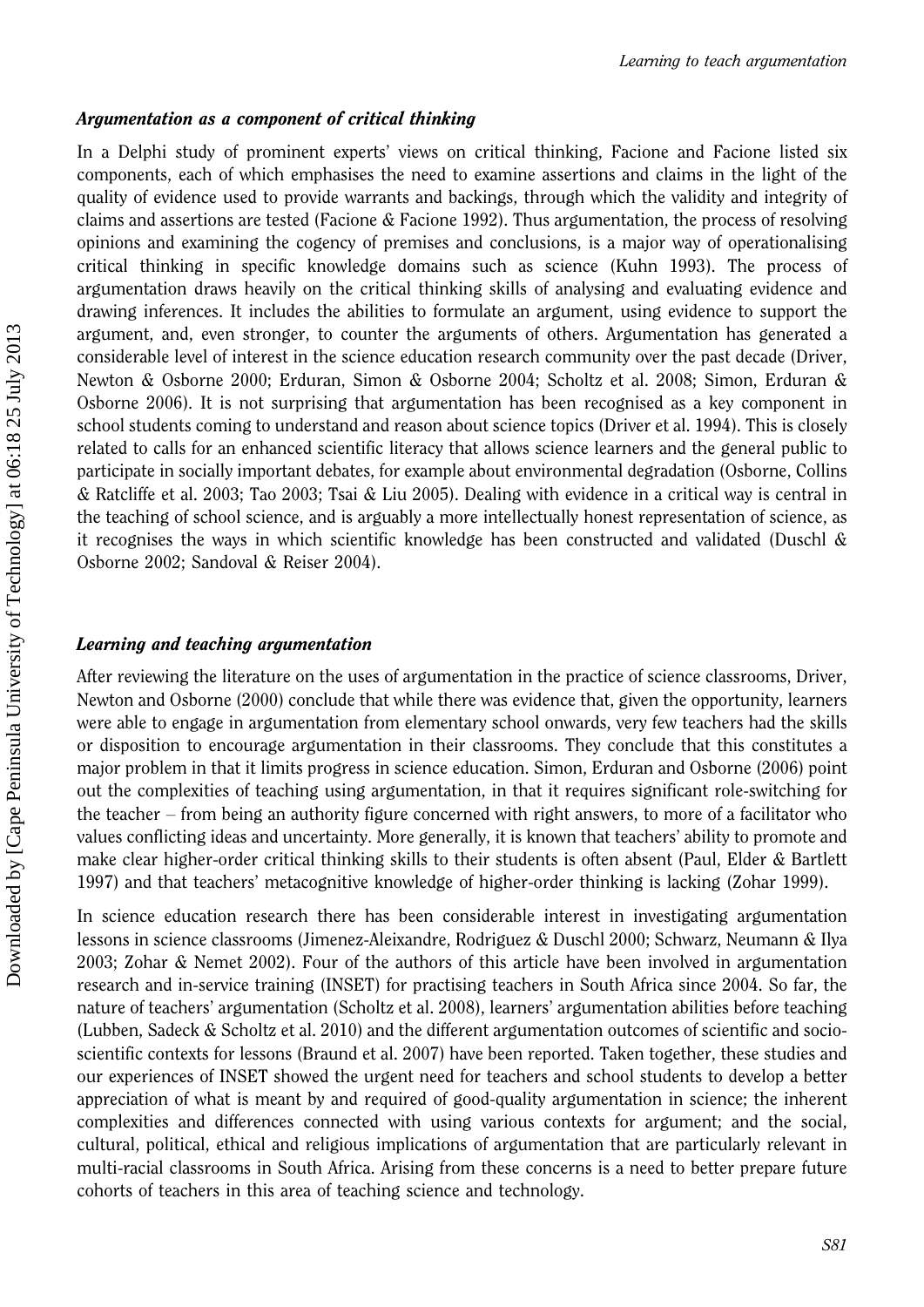### *Argumentation as a component of critical thinking*

In a Delphi study of prominent experts' views on critical thinking, Facione and Facione listed six components, each of which emphasises the need to examine assertions and claims in the light of the quality of evidence used to provide warrants and backings, through which the validity and integrity of claims and assertions are tested (Facione & Facione 1992). Thus argumentation, the process of resolving opinions and examining the cogency of premises and conclusions, is a major way of operationalising critical thinking in specific knowledge domains such as science (Kuhn 1993). The process of argumentation draws heavily on the critical thinking skills of analysing and evaluating evidence and drawing inferences. It includes the abilities to formulate an argument, using evidence to support the argument, and, even stronger, to counter the arguments of others. Argumentation has generated a considerable level of interest in the science education research community over the past decade (Driver, Newton & Osborne 2000; Erduran, Simon & Osborne 2004; Scholtz et al. 2008; Simon, Erduran & Osborne 2006). It is not surprising that argumentation has been recognised as a key component in school students coming to understand and reason about science topics (Driver et al. 1994). This is closely related to calls for an enhanced scientific literacy that allows science learners and the general public to participate in socially important debates, for example about environmental degradation (Osborne, Collins & Ratcliffe et al. 2003; Tao 2003; Tsai & Liu 2005). Dealing with evidence in a critical way is central in the teaching of school science, and is arguably a more intellectually honest representation of science, as it recognises the ways in which scientific knowledge has been constructed and validated (Duschl & Osborne 2002; Sandoval & Reiser 2004).

### *Learning and teaching argumentation*

After reviewing the literature on the uses of argumentation in the practice of science classrooms, Driver, Newton and Osborne (2000) conclude that while there was evidence that, given the opportunity, learners were able to engage in argumentation from elementary school onwards, very few teachers had the skills or disposition to encourage argumentation in their classrooms. They conclude that this constitutes a major problem in that it limits progress in science education. Simon, Erduran and Osborne (2006) point out the complexities of teaching using argumentation, in that it requires significant role-switching for the teacher – from being an authority figure concerned with right answers, to more of a facilitator who values conflicting ideas and uncertainty. More generally, it is known that teachers' ability to promote and make clear higher-order critical thinking skills to their students is often absent (Paul, Elder & Bartlett 1997) and that teachers' metacognitive knowledge of higher-order thinking is lacking (Zohar 1999).

In science education research there has been considerable interest in investigating argumentation lessons in science classrooms (Jimenez-Aleixandre, Rodriguez & Duschl 2000; Schwarz, Neumann & Ilya 2003; Zohar & Nemet 2002). Four of the authors of this article have been involved in argumentation research and in-service training (INSET) for practising teachers in South Africa since 2004. So far, the nature of teachers' argumentation (Scholtz et al. 2008), learners' argumentation abilities before teaching (Lubben, Sadeck & Scholtz et al. 2010) and the different argumentation outcomes of scientific and socio-scientific contexts for lessons (Braund et al. 2007) have been reported. Taken together, these studies and our experiences of INSET showed the urgent need for teachers and school students to develop a better appreciation of what is meant by and required of good-quality argumentation in science; the inherent complexities and differences connected with using various contexts for argument; and the social, cultural, political, ethical and religious implications of argumentation that are particularly relevant in multi-racial classrooms in South Africa. Arising from these concerns is a need to better prepare future cohorts of teachers in this area of teaching science and technology.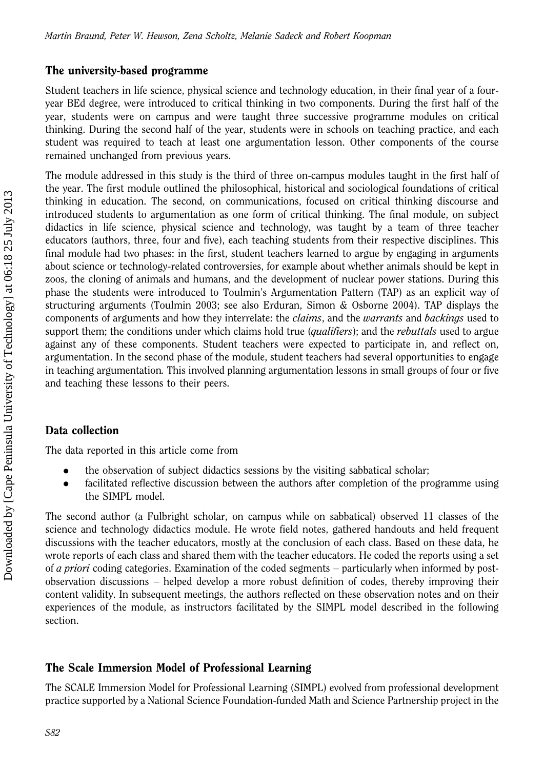## The university-based programme

Student teachers in life science, physical science and technology education, in their final year of a four-year BEd degree, were introduced to critical thinking in two components. During the first half of the year, students were on campus and were taught three successive programme modules on critical thinking. During the second half of the year, students were in schools on teaching practice, and each student was required to teach at least one argumentation lesson. Other components of the course remained unchanged from previous years.

The module addressed in this study is the third of three on-campus modules taught in the first half of the year. The first module outlined the philosophical, historical and sociological foundations of critical thinking in education. The second, on communications, focused on critical thinking discourse and introduced students to argumentation as one form of critical thinking. The final module, on subject didactics in life science, physical science and technology, was taught by a team of three teacher educators (authors, three, four and five), each teaching students from their respective disciplines. This final module had two phases: in the first, student teachers learned to argue by engaging in arguments about science or technology-related controversies, for example about whether animals should be kept in zoos, the cloning of animals and humans, and the development of nuclear power stations. During this phase the students were introduced to Toulmin's Argumentation Pattern (TAP) as an explicit way of structuring arguments (Toulmin 2003; see also Erduran, Simon & Osborne 2004). TAP displays the components of arguments and how they interrelate: the *claims*, and the *warrants* and *backings* used to support them; the conditions under which claims hold true (*qualifiers*); and the *rebuttals* used to argue against any of these components. Student teachers were expected to participate in, and reflect on, argumentation. In the second phase of the module, student teachers had several opportunities to engage in teaching argumentation. This involved planning argumentation lessons in small groups of four or five and teaching these lessons to their peers.

## Data collection

The data reported in this article come from

- the observation of subject didactics sessions by the visiting sabbatical scholar;
- facilitated reflective discussion between the authors after completion of the programme using the SIMPL model.

The second author (a Fulbright scholar, on campus while on sabbatical) observed 11 classes of the science and technology didactics module. He wrote field notes, gathered handouts and held frequent discussions with the teacher educators, mostly at the conclusion of each class. Based on these data, he wrote reports of each class and shared them with the teacher educators. He coded the reports using a set of *a priori* coding categories. Examination of the coded segments – particularly when informed by post-observation discussions – helped develop a more robust definition of codes, thereby improving their content validity. In subsequent meetings, the authors reflected on these observation notes and on their experiences of the module, as instructors facilitated by the SIMPL model described in the following section.

## The Scale Immersion Model of Professional Learning

The SCALE Immersion Model for Professional Learning (SIMPL) evolved from professional development practice supported by a National Science Foundation-funded Math and Science Partnership project in the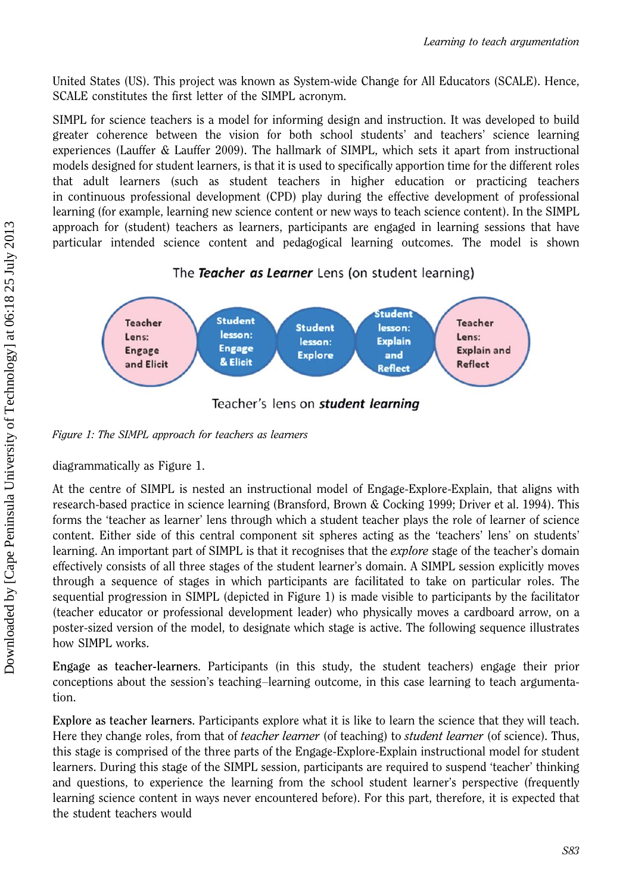United States (US). This project was known as System-wide Change for All Educators (SCALE). Hence, SCALE constitutes the first letter of the SIMPL acronym.

SIMPL for science teachers is a model for informing design and instruction. It was developed to build greater coherence between the vision for both school students' and teachers' science learning experiences (Lauffer & Lauffer 2009). The hallmark of SIMPL, which sets it apart from instructional models designed for student learners, is that it is used to specifically apportion time for the different roles that adult learners (such as student teachers in higher education or practicing teachers in continuous professional development (CPD) play during the effective development of professional learning (for example, learning new science content or new ways to teach science content). In the SIMPL approach for (student) teachers as learners, participants are engaged in learning sessions that have particular intended science content and pedagogical learning outcomes. The model is shown

The ***Teacher as Learner*** Lens (on student learning)

Teacher Lens: Engage and Elicit | Student lesson: Engage & Elicit | Student lesson: Explore | Student lesson: Explain and Reflect | Teacher Lens: Explain and Reflect

Teacher's lens on ***student learning***

*Figure 1: The SIMPL approach for teachers as learners*

diagrammatically as Figure 1.

At the centre of SIMPL is nested an instructional model of Engage-Explore-Explain, that aligns with research-based practice in science learning (Bransford, Brown & Cocking 1999; Driver et al. 1994). This forms the 'teacher as learner' lens through which a student teacher plays the role of learner of science content. Either side of this central component sit spheres acting as the 'teachers' lens' on students' learning. An important part of SIMPL is that it recognises that the *explore* stage of the teacher's domain effectively consists of all three stages of the student learner's domain. A SIMPL session explicitly moves through a sequence of stages in which participants are facilitated to take on particular roles. The sequential progression in SIMPL (depicted in Figure 1) is made visible to participants by the facilitator (teacher educator or professional development leader) who physically moves a cardboard arrow, on a poster-sized version of the model, to designate which stage is active. The following sequence illustrates how SIMPL works.

**Engage as teacher-learners.** Participants (in this study, the student teachers) engage their prior conceptions about the session's teaching–learning outcome, in this case learning to teach argumentation.

**Explore as teacher learners.** Participants explore what it is like to learn the science that they will teach. Here they change roles, from that of *teacher learner* (of teaching) to *student learner* (of science). Thus, this stage is comprised of the three parts of the Engage-Explore-Explain instructional model for student learners. During this stage of the SIMPL session, participants are required to suspend 'teacher' thinking and questions, to experience the learning from the school student learner's perspective (frequently learning science content in ways never encountered before). For this part, therefore, it is expected that the student teachers would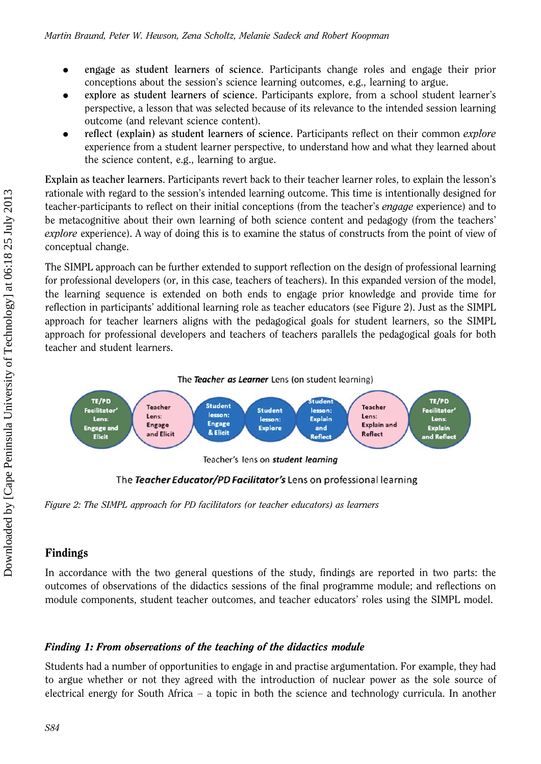- **engage as student learners of science**. Participants change roles and engage their prior conceptions about the session's science learning outcomes, e.g., learning to argue.
- **explore as student learners of science**. Participants explore, from a school student learner's perspective, a lesson that was selected because of its relevance to the intended session learning outcome (and relevant science content).
- **reflect (explain) as student learners of science**. Participants reflect on their common *explore* experience from a student learner perspective, to understand how and what they learned about the science content, e.g., learning to argue.

**Explain as teacher learners.** Participants revert back to their teacher learner roles, to explain the lesson's rationale with regard to the session's intended learning outcome. This time is intentionally designed for teacher-participants to reflect on their initial conceptions (from the teacher's *engage* experience) and to be metacognitive about their own learning of both science content and pedagogy (from the teachers' *explore* experience). A way of doing this is to examine the status of constructs from the point of view of conceptual change.

The SIMPL approach can be further extended to support reflection on the design of professional learning for professional developers (or, in this case, teachers of teachers). In this expanded version of the model, the learning sequence is extended on both ends to engage prior knowledge and provide time for reflection in participants' additional learning role as teacher educators (see Figure 2). Just as the SIMPL approach for teacher learners aligns with the pedagogical goals for student learners, so the SIMPL approach for professional developers and teachers of teachers parallels the pedagogical goals for both teacher and student learners.

The ***Teacher as Learner*** Lens (on student learning)

TE/PD Facilitator' Lens: Engage and Elicit → Teacher Lens: Engage and Elicit → Student lesson: Engage & Elicit → Student lesson: Explore → Student lesson: Explain and Reflect → Teacher Lens: Explain and Reflect → TE/PD Facilitator' Lens: Explain and Reflect

Teacher's lens on ***student learning***

The ***Teacher Educator/PD Facilitator's*** Lens on professional learning

*Figure 2: The SIMPL approach for PD facilitators (or teacher educators) as learners*

## Findings

In accordance with the two general questions of the study, findings are reported in two parts: the outcomes of observations of the didactics sessions of the final programme module; and reflections on module components, student teacher outcomes, and teacher educators' roles using the SIMPL model.

### *Finding 1: From observations of the teaching of the didactics module*

Students had a number of opportunities to engage in and practise argumentation. For example, they had to argue whether or not they agreed with the introduction of nuclear power as the sole source of electrical energy for South Africa – a topic in both the science and technology curricula. In another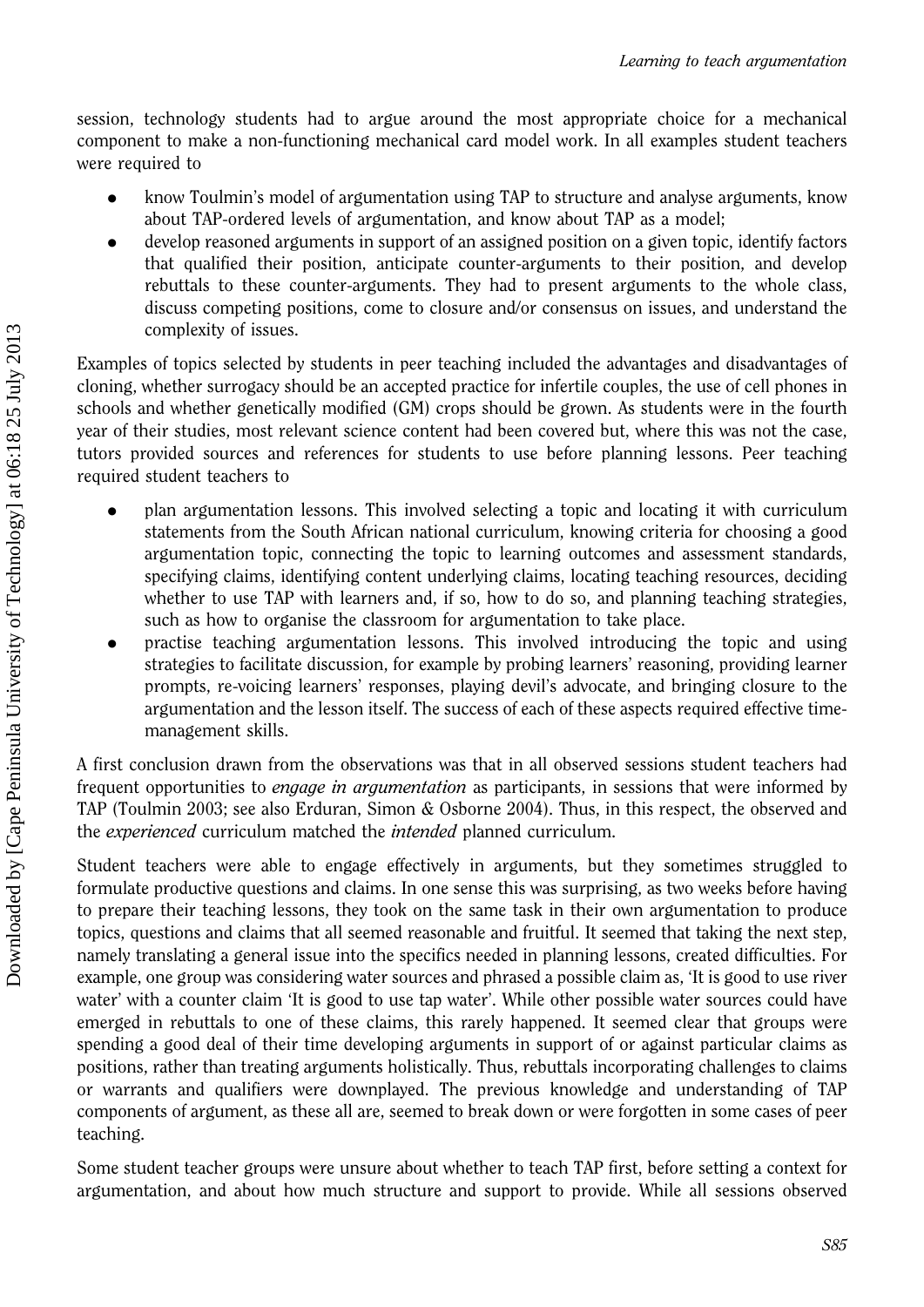session, technology students had to argue around the most appropriate choice for a mechanical component to make a non-functioning mechanical card model work. In all examples student teachers were required to

- know Toulmin's model of argumentation using TAP to structure and analyse arguments, know about TAP-ordered levels of argumentation, and know about TAP as a model;
- develop reasoned arguments in support of an assigned position on a given topic, identify factors that qualified their position, anticipate counter-arguments to their position, and develop rebuttals to these counter-arguments. They had to present arguments to the whole class, discuss competing positions, come to closure and/or consensus on issues, and understand the complexity of issues.

Examples of topics selected by students in peer teaching included the advantages and disadvantages of cloning, whether surrogacy should be an accepted practice for infertile couples, the use of cell phones in schools and whether genetically modified (GM) crops should be grown. As students were in the fourth year of their studies, most relevant science content had been covered but, where this was not the case, tutors provided sources and references for students to use before planning lessons. Peer teaching required student teachers to

- plan argumentation lessons. This involved selecting a topic and locating it with curriculum statements from the South African national curriculum, knowing criteria for choosing a good argumentation topic, connecting the topic to learning outcomes and assessment standards, specifying claims, identifying content underlying claims, locating teaching resources, deciding whether to use TAP with learners and, if so, how to do so, and planning teaching strategies, such as how to organise the classroom for argumentation to take place.
- practise teaching argumentation lessons. This involved introducing the topic and using strategies to facilitate discussion, for example by probing learners' reasoning, providing learner prompts, re-voicing learners' responses, playing devil's advocate, and bringing closure to the argumentation and the lesson itself. The success of each of these aspects required effective time-management skills.

A first conclusion drawn from the observations was that in all observed sessions student teachers had frequent opportunities to *engage in argumentation* as participants, in sessions that were informed by TAP (Toulmin 2003; see also Erduran, Simon & Osborne 2004). Thus, in this respect, the observed and the *experienced* curriculum matched the *intended* planned curriculum.

Student teachers were able to engage effectively in arguments, but they sometimes struggled to formulate productive questions and claims. In one sense this was surprising, as two weeks before having to prepare their teaching lessons, they took on the same task in their own argumentation to produce topics, questions and claims that all seemed reasonable and fruitful. It seemed that taking the next step, namely translating a general issue into the specifics needed in planning lessons, created difficulties. For example, one group was considering water sources and phrased a possible claim as, 'It is good to use river water' with a counter claim 'It is good to use tap water'. While other possible water sources could have emerged in rebuttals to one of these claims, this rarely happened. It seemed clear that groups were spending a good deal of their time developing arguments in support of or against particular claims as positions, rather than treating arguments holistically. Thus, rebuttals incorporating challenges to claims or warrants and qualifiers were downplayed. The previous knowledge and understanding of TAP components of argument, as these all are, seemed to break down or were forgotten in some cases of peer teaching.

Some student teacher groups were unsure about whether to teach TAP first, before setting a context for argumentation, and about how much structure and support to provide. While all sessions observed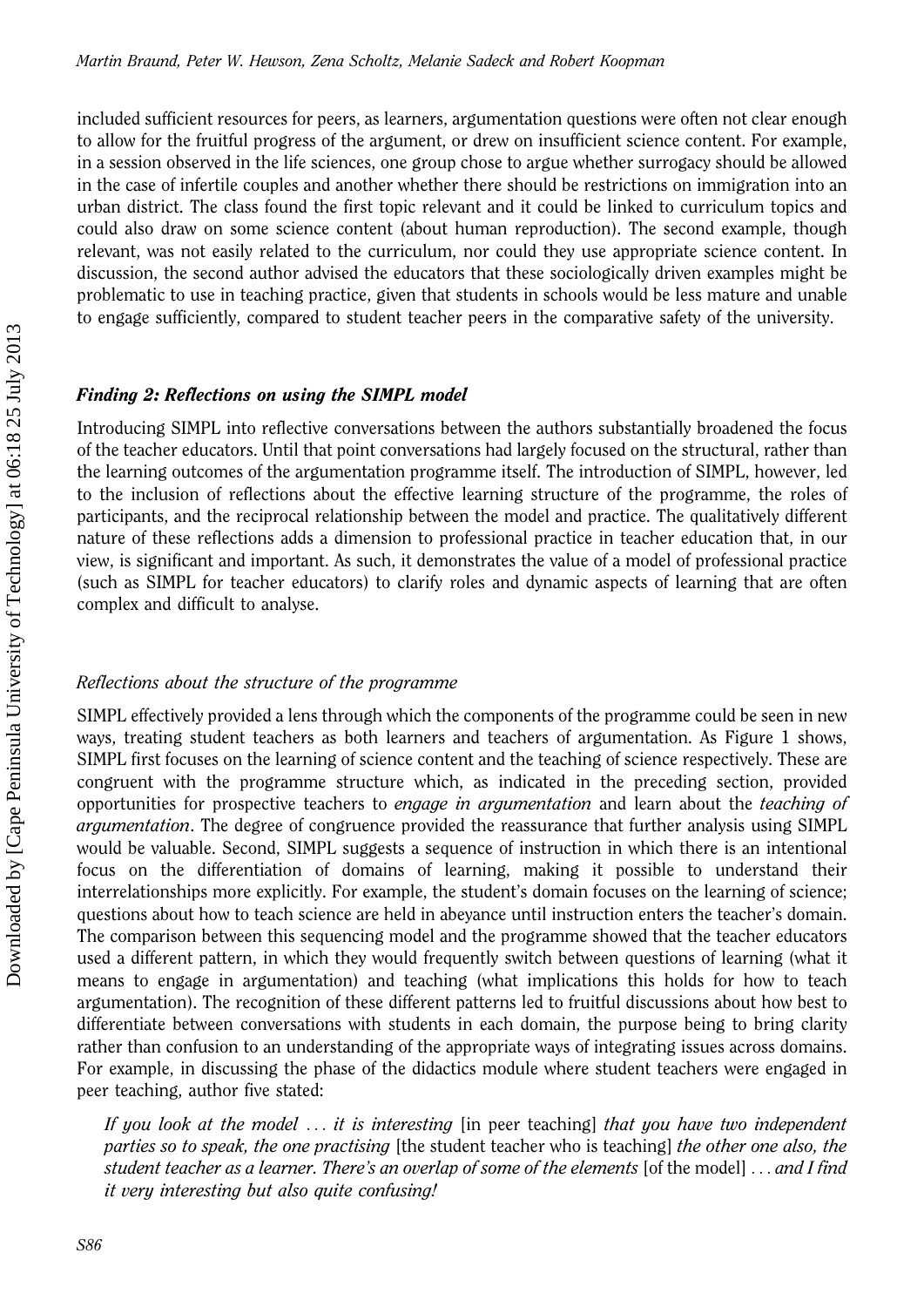included sufficient resources for peers, as learners, argumentation questions were often not clear enough to allow for the fruitful progress of the argument, or drew on insufficient science content. For example, in a session observed in the life sciences, one group chose to argue whether surrogacy should be allowed in the case of infertile couples and another whether there should be restrictions on immigration into an urban district. The class found the first topic relevant and it could be linked to curriculum topics and could also draw on some science content (about human reproduction). The second example, though relevant, was not easily related to the curriculum, nor could they use appropriate science content. In discussion, the second author advised the educators that these sociologically driven examples might be problematic to use in teaching practice, given that students in schools would be less mature and unable to engage sufficiently, compared to student teacher peers in the comparative safety of the university.

### *Finding 2: Reflections on using the SIMPL model*

Introducing SIMPL into reflective conversations between the authors substantially broadened the focus of the teacher educators. Until that point conversations had largely focused on the structural, rather than the learning outcomes of the argumentation programme itself. The introduction of SIMPL, however, led to the inclusion of reflections about the effective learning structure of the programme, the roles of participants, and the reciprocal relationship between the model and practice. The qualitatively different nature of these reflections adds a dimension to professional practice in teacher education that, in our view, is significant and important. As such, it demonstrates the value of a model of professional practice (such as SIMPL for teacher educators) to clarify roles and dynamic aspects of learning that are often complex and difficult to analyse.

#### *Reflections about the structure of the programme*

SIMPL effectively provided a lens through which the components of the programme could be seen in new ways, treating student teachers as both learners and teachers of argumentation. As Figure 1 shows, SIMPL first focuses on the learning of science content and the teaching of science respectively. These are congruent with the programme structure which, as indicated in the preceding section, provided opportunities for prospective teachers to *engage in argumentation* and learn about the *teaching of argumentation*. The degree of congruence provided the reassurance that further analysis using SIMPL would be valuable. Second, SIMPL suggests a sequence of instruction in which there is an intentional focus on the differentiation of domains of learning, making it possible to understand their interrelationships more explicitly. For example, the student's domain focuses on the learning of science; questions about how to teach science are held in abeyance until instruction enters the teacher's domain. The comparison between this sequencing model and the programme showed that the teacher educators used a different pattern, in which they would frequently switch between questions of learning (what it means to engage in argumentation) and teaching (what implications this holds for how to teach argumentation). The recognition of these different patterns led to fruitful discussions about how best to differentiate between conversations with students in each domain, the purpose being to bring clarity rather than confusion to an understanding of the appropriate ways of integrating issues across domains. For example, in discussing the phase of the didactics module where student teachers were engaged in peer teaching, author five stated:

> *If you look at the model … it is interesting* [in peer teaching] *that you have two independent parties so to speak, the one practising* [the student teacher who is teaching] *the other one also, the student teacher as a learner. There's an overlap of some of the elements* [of the model] *… and I find it very interesting but also quite confusing!*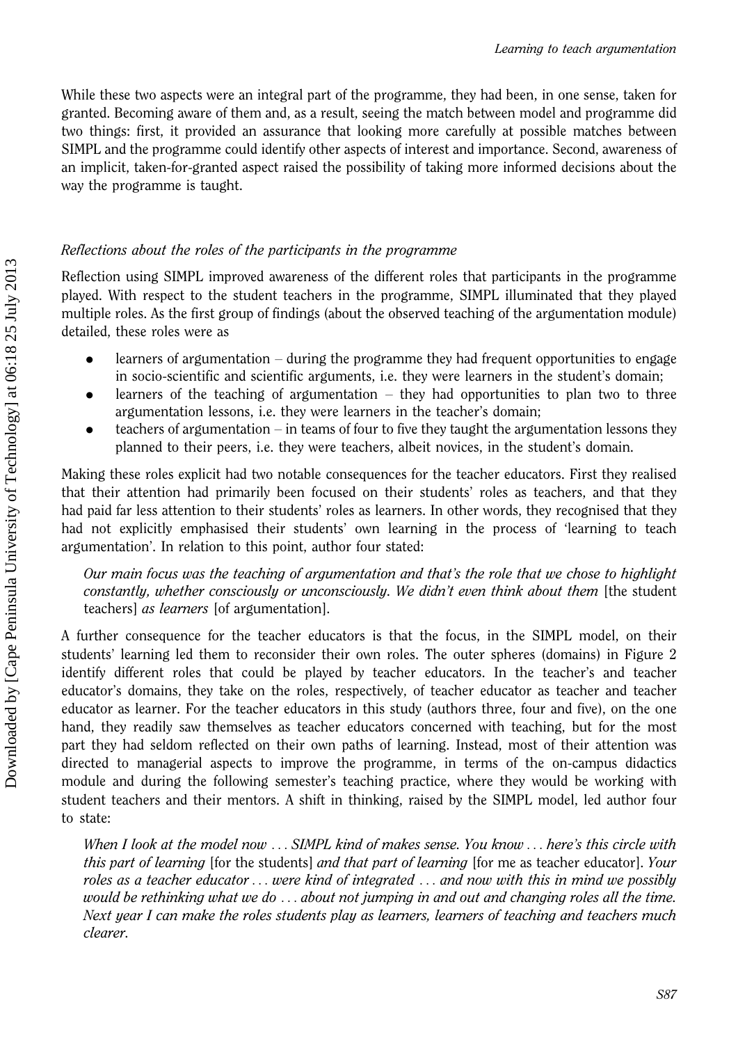While these two aspects were an integral part of the programme, they had been, in one sense, taken for granted. Becoming aware of them and, as a result, seeing the match between model and programme did two things: first, it provided an assurance that looking more carefully at possible matches between SIMPL and the programme could identify other aspects of interest and importance. Second, awareness of an implicit, taken-for-granted aspect raised the possibility of taking more informed decisions about the way the programme is taught.

### *Reflections about the roles of the participants in the programme*

Reflection using SIMPL improved awareness of the different roles that participants in the programme played. With respect to the student teachers in the programme, SIMPL illuminated that they played multiple roles. As the first group of findings (about the observed teaching of the argumentation module) detailed, these roles were as

- learners of argumentation – during the programme they had frequent opportunities to engage in socio-scientific and scientific arguments, i.e. they were learners in the student's domain;
- learners of the teaching of argumentation – they had opportunities to plan two to three argumentation lessons, i.e. they were learners in the teacher's domain;
- teachers of argumentation – in teams of four to five they taught the argumentation lessons they planned to their peers, i.e. they were teachers, albeit novices, in the student's domain.

Making these roles explicit had two notable consequences for the teacher educators. First they realised that their attention had primarily been focused on their students' roles as teachers, and that they had paid far less attention to their students' roles as learners. In other words, they recognised that they had not explicitly emphasised their students' own learning in the process of 'learning to teach argumentation'. In relation to this point, author four stated:

> *Our main focus was the teaching of argumentation and that's the role that we chose to highlight constantly, whether consciously or unconsciously. We didn't even think about them* [the student teachers] *as learners* [of argumentation].

A further consequence for the teacher educators is that the focus, in the SIMPL model, on their students' learning led them to reconsider their own roles. The outer spheres (domains) in Figure 2 identify different roles that could be played by teacher educators. In the teacher's and teacher educator's domains, they take on the roles, respectively, of teacher educator as teacher and teacher educator as learner. For the teacher educators in this study (authors three, four and five), on the one hand, they readily saw themselves as teacher educators concerned with teaching, but for the most part they had seldom reflected on their own paths of learning. Instead, most of their attention was directed to managerial aspects to improve the programme, in terms of the on-campus didactics module and during the following semester's teaching practice, where they would be working with student teachers and their mentors. A shift in thinking, raised by the SIMPL model, led author four to state:

> *When I look at the model now ... SIMPL kind of makes sense. You know ... here's this circle with this part of learning* [for the students] *and that part of learning* [for me as teacher educator]. *Your roles as a teacher educator ... were kind of integrated ... and now with this in mind we possibly would be rethinking what we do ... about not jumping in and out and changing roles all the time. Next year I can make the roles students play as learners, learners of teaching and teachers much clearer.*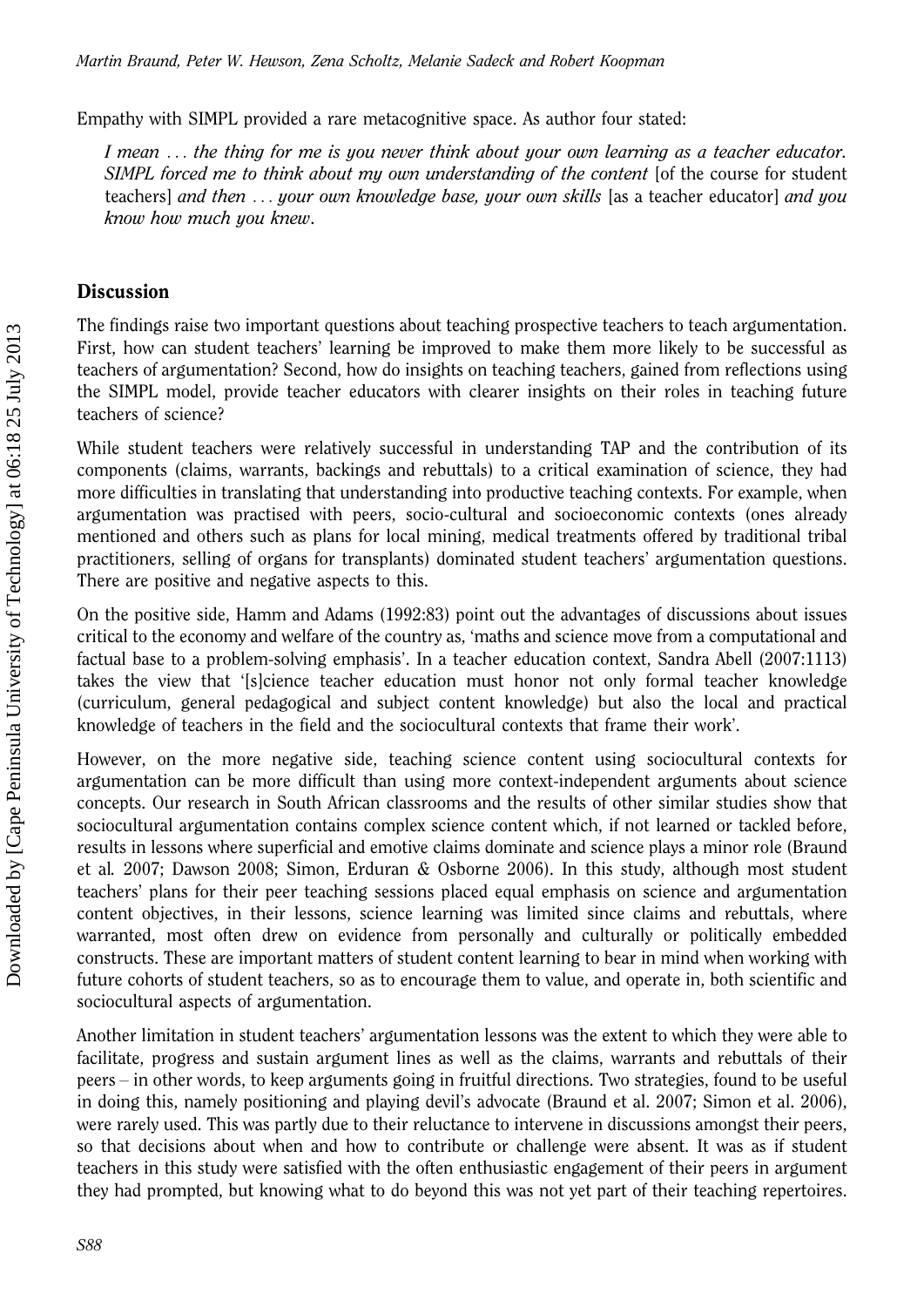Empathy with SIMPL provided a rare metacognitive space. As author four stated:

> *I mean … the thing for me is you never think about your own learning as a teacher educator. SIMPL forced me to think about my own understanding of the content* [of the course for student teachers] *and then … your own knowledge base, your own skills* [as a teacher educator] *and you know how much you knew*.

## Discussion

The findings raise two important questions about teaching prospective teachers to teach argumentation. First, how can student teachers' learning be improved to make them more likely to be successful as teachers of argumentation? Second, how do insights on teaching teachers, gained from reflections using the SIMPL model, provide teacher educators with clearer insights on their roles in teaching future teachers of science?

While student teachers were relatively successful in understanding TAP and the contribution of its components (claims, warrants, backings and rebuttals) to a critical examination of science, they had more difficulties in translating that understanding into productive teaching contexts. For example, when argumentation was practised with peers, socio-cultural and socioeconomic contexts (ones already mentioned and others such as plans for local mining, medical treatments offered by traditional tribal practitioners, selling of organs for transplants) dominated student teachers' argumentation questions. There are positive and negative aspects to this.

On the positive side, Hamm and Adams (1992:83) point out the advantages of discussions about issues critical to the economy and welfare of the country as, 'maths and science move from a computational and factual base to a problem-solving emphasis'. In a teacher education context, Sandra Abell (2007:1113) takes the view that '[s]cience teacher education must honor not only formal teacher knowledge (curriculum, general pedagogical and subject content knowledge) but also the local and practical knowledge of teachers in the field and the sociocultural contexts that frame their work'.

However, on the more negative side, teaching science content using sociocultural contexts for argumentation can be more difficult than using more context-independent arguments about science concepts. Our research in South African classrooms and the results of other similar studies show that sociocultural argumentation contains complex science content which, if not learned or tackled before, results in lessons where superficial and emotive claims dominate and science plays a minor role (Braund et al. 2007; Dawson 2008; Simon, Erduran & Osborne 2006). In this study, although most student teachers' plans for their peer teaching sessions placed equal emphasis on science and argumentation content objectives, in their lessons, science learning was limited since claims and rebuttals, where warranted, most often drew on evidence from personally and culturally or politically embedded constructs. These are important matters of student content learning to bear in mind when working with future cohorts of student teachers, so as to encourage them to value, and operate in, both scientific and sociocultural aspects of argumentation.

Another limitation in student teachers' argumentation lessons was the extent to which they were able to facilitate, progress and sustain argument lines as well as the claims, warrants and rebuttals of their peers – in other words, to keep arguments going in fruitful directions. Two strategies, found to be useful in doing this, namely positioning and playing devil's advocate (Braund et al. 2007; Simon et al. 2006), were rarely used. This was partly due to their reluctance to intervene in discussions amongst their peers, so that decisions about when and how to contribute or challenge were absent. It was as if student teachers in this study were satisfied with the often enthusiastic engagement of their peers in argument they had prompted, but knowing what to do beyond this was not yet part of their teaching repertoires.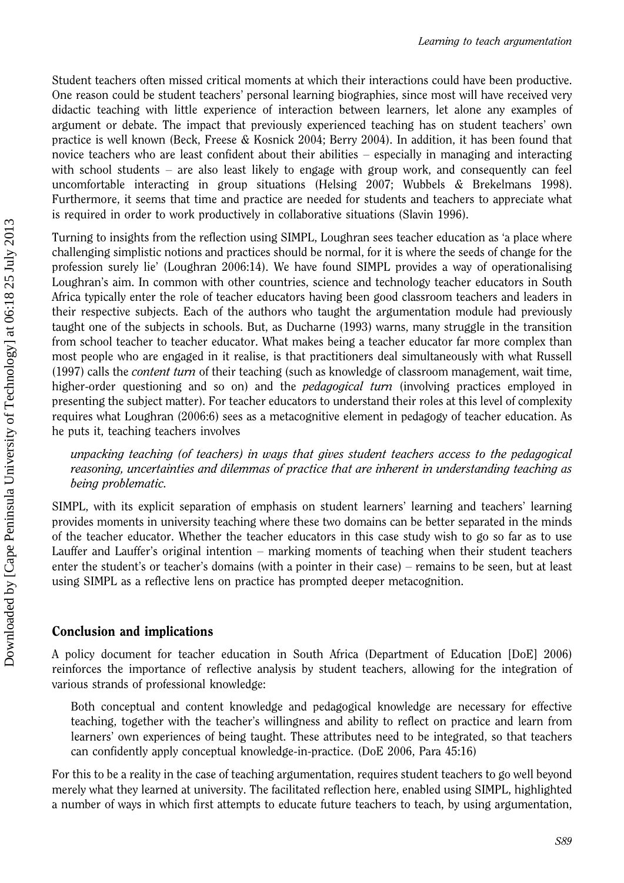Student teachers often missed critical moments at which their interactions could have been productive. One reason could be student teachers' personal learning biographies, since most will have received very didactic teaching with little experience of interaction between learners, let alone any examples of argument or debate. The impact that previously experienced teaching has on student teachers' own practice is well known (Beck, Freese & Kosnick 2004; Berry 2004). In addition, it has been found that novice teachers who are least confident about their abilities – especially in managing and interacting with school students – are also least likely to engage with group work, and consequently can feel uncomfortable interacting in group situations (Helsing 2007; Wubbels & Brekelmans 1998). Furthermore, it seems that time and practice are needed for students and teachers to appreciate what is required in order to work productively in collaborative situations (Slavin 1996).

Turning to insights from the reflection using SIMPL, Loughran sees teacher education as 'a place where challenging simplistic notions and practices should be normal, for it is where the seeds of change for the profession surely lie' (Loughran 2006:14). We have found SIMPL provides a way of operationalising Loughran's aim. In common with other countries, science and technology teacher educators in South Africa typically enter the role of teacher educators having been good classroom teachers and leaders in their respective subjects. Each of the authors who taught the argumentation module had previously taught one of the subjects in schools. But, as Ducharne (1993) warns, many struggle in the transition from school teacher to teacher educator. What makes being a teacher educator far more complex than most people who are engaged in it realise, is that practitioners deal simultaneously with what Russell (1997) calls the *content turn* of their teaching (such as knowledge of classroom management, wait time, higher-order questioning and so on) and the *pedagogical turn* (involving practices employed in presenting the subject matter). For teacher educators to understand their roles at this level of complexity requires what Loughran (2006:6) sees as a metacognitive element in pedagogy of teacher education. As he puts it, teaching teachers involves

> *unpacking teaching (of teachers) in ways that gives student teachers access to the pedagogical reasoning, uncertainties and dilemmas of practice that are inherent in understanding teaching as being problematic.*

SIMPL, with its explicit separation of emphasis on student learners' learning and teachers' learning provides moments in university teaching where these two domains can be better separated in the minds of the teacher educator. Whether the teacher educators in this case study wish to go so far as to use Lauffer and Lauffer's original intention – marking moments of teaching when their student teachers enter the student's or teacher's domains (with a pointer in their case) – remains to be seen, but at least using SIMPL as a reflective lens on practice has prompted deeper metacognition.

## Conclusion and implications

A policy document for teacher education in South Africa (Department of Education [DoE] 2006) reinforces the importance of reflective analysis by student teachers, allowing for the integration of various strands of professional knowledge:

> Both conceptual and content knowledge and pedagogical knowledge are necessary for effective teaching, together with the teacher's willingness and ability to reflect on practice and learn from learners' own experiences of being taught. These attributes need to be integrated, so that teachers can confidently apply conceptual knowledge-in-practice. (DoE 2006, Para 45:16)

For this to be a reality in the case of teaching argumentation, requires student teachers to go well beyond merely what they learned at university. The facilitated reflection here, enabled using SIMPL, highlighted a number of ways in which first attempts to educate future teachers to teach, by using argumentation,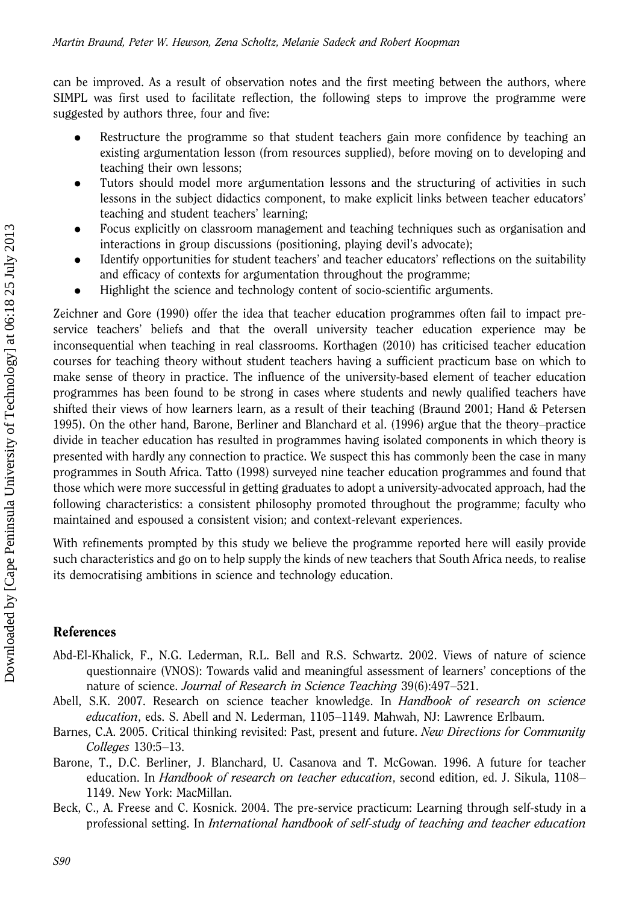can be improved. As a result of observation notes and the first meeting between the authors, where SIMPL was first used to facilitate reflection, the following steps to improve the programme were suggested by authors three, four and five:

- Restructure the programme so that student teachers gain more confidence by teaching an existing argumentation lesson (from resources supplied), before moving on to developing and teaching their own lessons;
- Tutors should model more argumentation lessons and the structuring of activities in such lessons in the subject didactics component, to make explicit links between teacher educators' teaching and student teachers' learning;
- Focus explicitly on classroom management and teaching techniques such as organisation and interactions in group discussions (positioning, playing devil's advocate);
- Identify opportunities for student teachers' and teacher educators' reflections on the suitability and efficacy of contexts for argumentation throughout the programme;
- Highlight the science and technology content of socio-scientific arguments.

Zeichner and Gore (1990) offer the idea that teacher education programmes often fail to impact pre-service teachers' beliefs and that the overall university teacher education experience may be inconsequential when teaching in real classrooms. Korthagen (2010) has criticised teacher education courses for teaching theory without student teachers having a sufficient practicum base on which to make sense of theory in practice. The influence of the university-based element of teacher education programmes has been found to be strong in cases where students and newly qualified teachers have shifted their views of how learners learn, as a result of their teaching (Braund 2001; Hand & Petersen 1995). On the other hand, Barone, Berliner and Blanchard et al. (1996) argue that the theory–practice divide in teacher education has resulted in programmes having isolated components in which theory is presented with hardly any connection to practice. We suspect this has commonly been the case in many programmes in South Africa. Tatto (1998) surveyed nine teacher education programmes and found that those which were more successful in getting graduates to adopt a university-advocated approach, had the following characteristics: a consistent philosophy promoted throughout the programme; faculty who maintained and espoused a consistent vision; and context-relevant experiences.

With refinements prompted by this study we believe the programme reported here will easily provide such characteristics and go on to help supply the kinds of new teachers that South Africa needs, to realise its democratising ambitions in science and technology education.

## References

Abd-El-Khalick, F., N.G. Lederman, R.L. Bell and R.S. Schwartz. 2002. Views of nature of science questionnaire (VNOS): Towards valid and meaningful assessment of learners' conceptions of the nature of science. *Journal of Research in Science Teaching* 39(6):497–521.

Abell, S.K. 2007. Research on science teacher knowledge. In *Handbook of research on science education*, eds. S. Abell and N. Lederman, 1105–1149. Mahwah, NJ: Lawrence Erlbaum.

Barnes, C.A. 2005. Critical thinking revisited: Past, present and future. *New Directions for Community Colleges* 130:5–13.

Barone, T., D.C. Berliner, J. Blanchard, U. Casanova and T. McGowan. 1996. A future for teacher education. In *Handbook of research on teacher education*, second edition, ed. J. Sikula, 1108–1149. New York: MacMillan.

Beck, C., A. Freese and C. Kosnick. 2004. The pre-service practicum: Learning through self-study in a professional setting. In *International handbook of self-study of teaching and teacher education*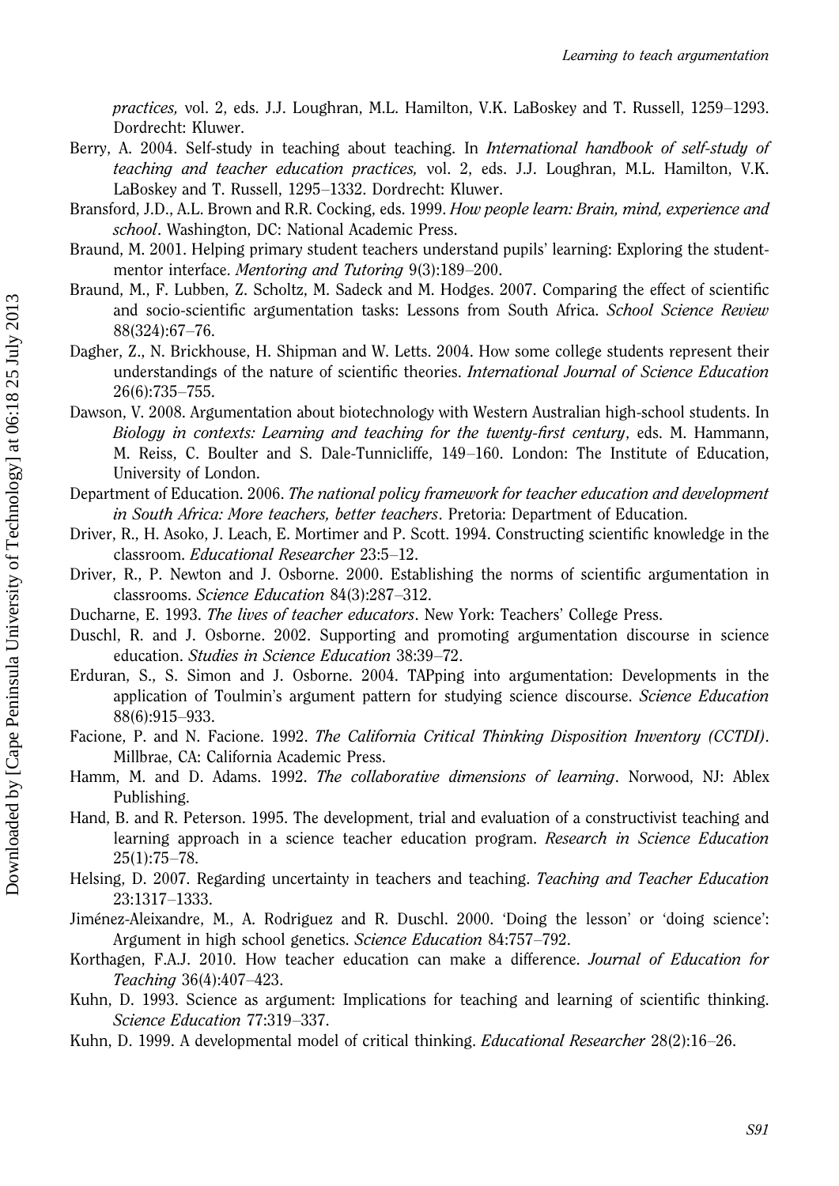*practices,* vol. 2, eds. J.J. Loughran, M.L. Hamilton, V.K. LaBoskey and T. Russell, 1259–1293. Dordrecht: Kluwer.

Berry, A. 2004. Self-study in teaching about teaching. In *International handbook of self-study of teaching and teacher education practices,* vol. 2, eds. J.J. Loughran, M.L. Hamilton, V.K. LaBoskey and T. Russell, 1295–1332. Dordrecht: Kluwer.

Bransford, J.D., A.L. Brown and R.R. Cocking, eds. 1999. *How people learn: Brain, mind, experience and school*. Washington, DC: National Academic Press.

Braund, M. 2001. Helping primary student teachers understand pupils' learning: Exploring the student-mentor interface. *Mentoring and Tutoring* 9(3):189–200.

Braund, M., F. Lubben, Z. Scholtz, M. Sadeck and M. Hodges. 2007. Comparing the effect of scientific and socio-scientific argumentation tasks: Lessons from South Africa. *School Science Review* 88(324):67–76.

Dagher, Z., N. Brickhouse, H. Shipman and W. Letts. 2004. How some college students represent their understandings of the nature of scientific theories. *International Journal of Science Education* 26(6):735–755.

Dawson, V. 2008. Argumentation about biotechnology with Western Australian high-school students. In *Biology in contexts: Learning and teaching for the twenty-first century*, eds. M. Hammann, M. Reiss, C. Boulter and S. Dale-Tunnicliffe, 149–160. London: The Institute of Education, University of London.

Department of Education. 2006. *The national policy framework for teacher education and development in South Africa: More teachers, better teachers*. Pretoria: Department of Education.

Driver, R., H. Asoko, J. Leach, E. Mortimer and P. Scott. 1994. Constructing scientific knowledge in the classroom. *Educational Researcher* 23:5–12.

Driver, R., P. Newton and J. Osborne. 2000. Establishing the norms of scientific argumentation in classrooms. *Science Education* 84(3):287–312.

Ducharne, E. 1993. *The lives of teacher educators*. New York: Teachers' College Press.

Duschl, R. and J. Osborne. 2002. Supporting and promoting argumentation discourse in science education. *Studies in Science Education* 38:39–72.

Erduran, S., S. Simon and J. Osborne. 2004. TAPping into argumentation: Developments in the application of Toulmin's argument pattern for studying science discourse. *Science Education* 88(6):915–933.

Facione, P. and N. Facione. 1992. *The California Critical Thinking Disposition Inventory (CCTDI)*. Millbrae, CA: California Academic Press.

Hamm, M. and D. Adams. 1992. *The collaborative dimensions of learning*. Norwood, NJ: Ablex Publishing.

Hand, B. and R. Peterson. 1995. The development, trial and evaluation of a constructivist teaching and learning approach in a science teacher education program. *Research in Science Education* 25(1):75–78.

Helsing, D. 2007. Regarding uncertainty in teachers and teaching. *Teaching and Teacher Education* 23:1317–1333.

Jiménez-Aleixandre, M., A. Rodriguez and R. Duschl. 2000. 'Doing the lesson' or 'doing science': Argument in high school genetics. *Science Education* 84:757–792.

Korthagen, F.A.J. 2010. How teacher education can make a difference. *Journal of Education for Teaching* 36(4):407–423.

Kuhn, D. 1993. Science as argument: Implications for teaching and learning of scientific thinking. *Science Education* 77:319–337.

Kuhn, D. 1999. A developmental model of critical thinking. *Educational Researcher* 28(2):16–26.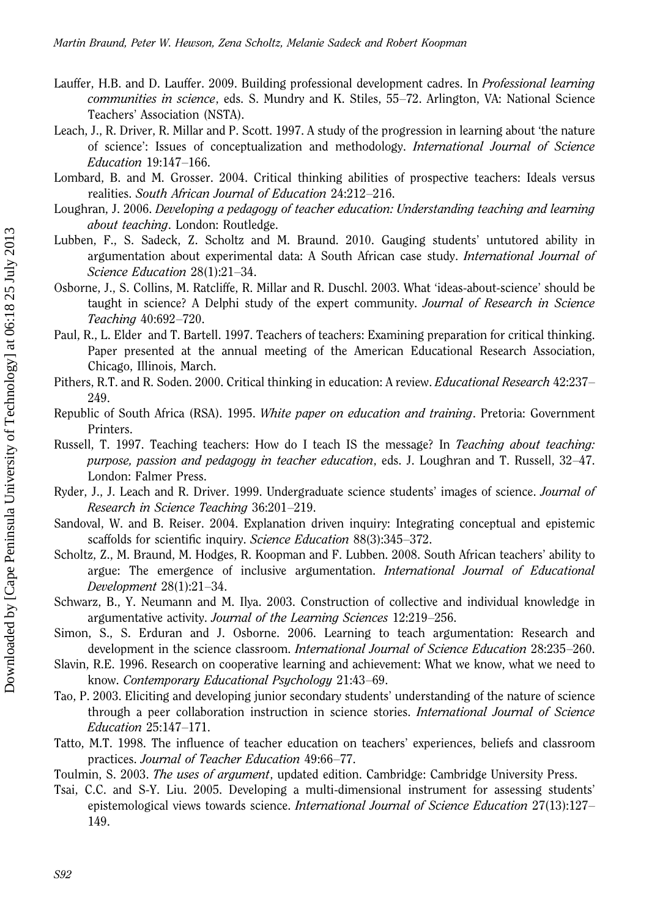Lauffer, H.B. and D. Lauffer. 2009. Building professional development cadres. In *Professional learning communities in science*, eds. S. Mundry and K. Stiles, 55–72. Arlington, VA: National Science Teachers' Association (NSTA).

Leach, J., R. Driver, R. Millar and P. Scott. 1997. A study of the progression in learning about 'the nature of science': Issues of conceptualization and methodology. *International Journal of Science Education* 19:147–166.

Lombard, B. and M. Grosser. 2004. Critical thinking abilities of prospective teachers: Ideals versus realities. *South African Journal of Education* 24:212–216.

Loughran, J. 2006. *Developing a pedagogy of teacher education: Understanding teaching and learning about teaching*. London: Routledge.

Lubben, F., S. Sadeck, Z. Scholtz and M. Braund. 2010. Gauging students' untutored ability in argumentation about experimental data: A South African case study. *International Journal of Science Education* 28(1):21–34.

Osborne, J., S. Collins, M. Ratcliffe, R. Millar and R. Duschl. 2003. What 'ideas-about-science' should be taught in science? A Delphi study of the expert community. *Journal of Research in Science Teaching* 40:692–720.

Paul, R., L. Elder and T. Bartell. 1997. Teachers of teachers: Examining preparation for critical thinking. Paper presented at the annual meeting of the American Educational Research Association, Chicago, Illinois, March.

Pithers, R.T. and R. Soden. 2000. Critical thinking in education: A review. *Educational Research* 42:237–249.

Republic of South Africa (RSA). 1995. *White paper on education and training*. Pretoria: Government Printers.

Russell, T. 1997. Teaching teachers: How do I teach IS the message? In *Teaching about teaching: purpose, passion and pedagogy in teacher education*, eds. J. Loughran and T. Russell, 32–47. London: Falmer Press.

Ryder, J., J. Leach and R. Driver. 1999. Undergraduate science students' images of science. *Journal of Research in Science Teaching* 36:201–219.

Sandoval, W. and B. Reiser. 2004. Explanation driven inquiry: Integrating conceptual and epistemic scaffolds for scientific inquiry. *Science Education* 88(3):345–372.

Scholtz, Z., M. Braund, M. Hodges, R. Koopman and F. Lubben. 2008. South African teachers' ability to argue: The emergence of inclusive argumentation. *International Journal of Educational Development* 28(1):21–34.

Schwarz, B., Y. Neumann and M. Ilya. 2003. Construction of collective and individual knowledge in argumentative activity. *Journal of the Learning Sciences* 12:219–256.

Simon, S., S. Erduran and J. Osborne. 2006. Learning to teach argumentation: Research and development in the science classroom. *International Journal of Science Education* 28:235–260.

Slavin, R.E. 1996. Research on cooperative learning and achievement: What we know, what we need to know. *Contemporary Educational Psychology* 21:43–69.

Tao, P. 2003. Eliciting and developing junior secondary students' understanding of the nature of science through a peer collaboration instruction in science stories. *International Journal of Science Education* 25:147–171.

Tatto, M.T. 1998. The influence of teacher education on teachers' experiences, beliefs and classroom practices. *Journal of Teacher Education* 49:66–77.

Toulmin, S. 2003. *The uses of argument*, updated edition. Cambridge: Cambridge University Press.

Tsai, C.C. and S-Y. Liu. 2005. Developing a multi-dimensional instrument for assessing students' epistemological views towards science. *International Journal of Science Education* 27(13):127–149.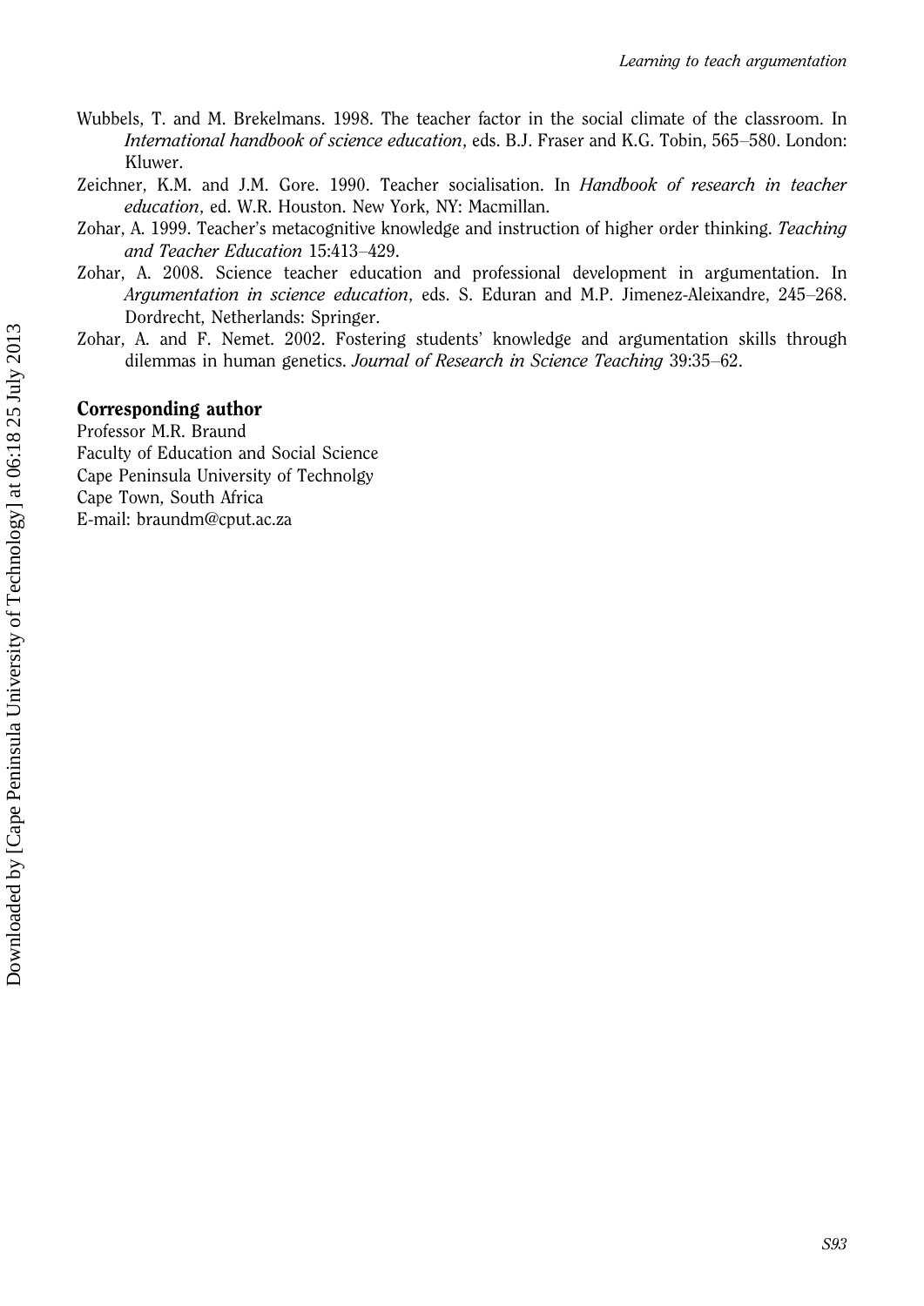Wubbels, T. and M. Brekelmans. 1998. The teacher factor in the social climate of the classroom. In *International handbook of science education*, eds. B.J. Fraser and K.G. Tobin, 565–580. London: Kluwer.

Zeichner, K.M. and J.M. Gore. 1990. Teacher socialisation. In *Handbook of research in teacher education*, ed. W.R. Houston. New York, NY: Macmillan.

Zohar, A. 1999. Teacher's metacognitive knowledge and instruction of higher order thinking. *Teaching and Teacher Education* 15:413–429.

Zohar, A. 2008. Science teacher education and professional development in argumentation. In *Argumentation in science education*, eds. S. Eduran and M.P. Jimenez-Aleixandre, 245–268. Dordrecht, Netherlands: Springer.

Zohar, A. and F. Nemet. 2002. Fostering students' knowledge and argumentation skills through dilemmas in human genetics. *Journal of Research in Science Teaching* 39:35–62.

## Corresponding author

Professor M.R. Braund
Faculty of Education and Social Science
Cape Peninsula University of Technolgy
Cape Town, South Africa
E-mail: braundm@cput.ac.za